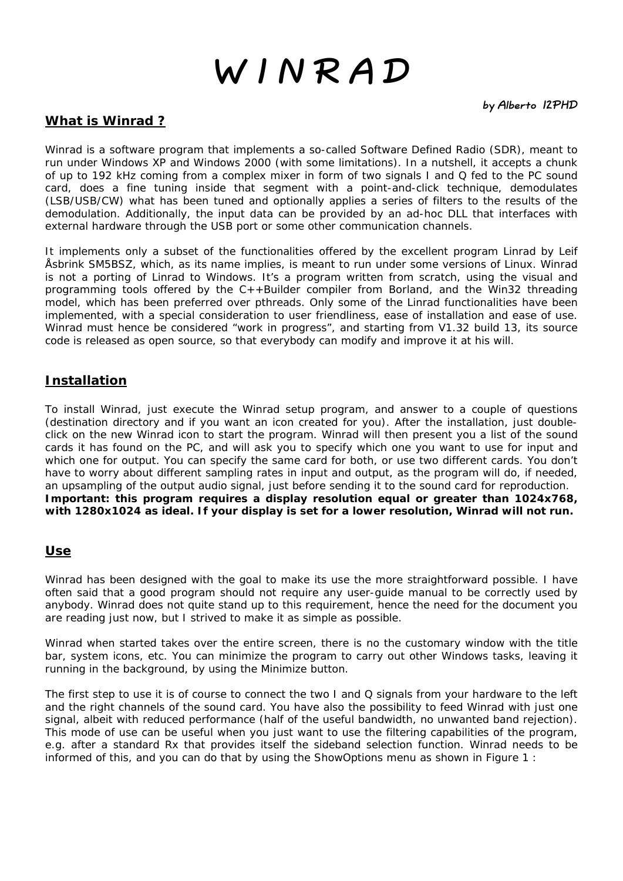# WINRAD

**by Alberto I2PHD**

## What is Winrad ?

Winrad is a software program that implements a so-called Software Defined Radio (SDR), meant to run under Windows XP and Windows 2000 (with some limitations). In a nutshell, it accepts a chunk of up to 192 kHz coming from a complex mixer in form of two signals I and Q fed to the PC sound card, does a fine tuning inside that segment with a point-and-click technique, demodulates (LSB/USB/CW) what has been tuned and optionally applies a series of filters to the results of the demodulation. Additionally, the input data can be provided by an ad-hoc DLL that interfaces with external hardware through the USB port or some other communication channels.

It implements only a subset of the functionalities offered by the excellent program Linrad by Leif Åsbrink SM5BSZ, which, as its name implies, is meant to run under some versions of Linux. Winrad is not a porting of Linrad to Windows. It's a program written from scratch, using the visual and programming tools offered by the C++Builder compiler from Borland, and the Win32 threading model, which has been preferred over pthreads. Only some of the Linrad functionalities have been implemented, with a special consideration to user friendliness, ease of installation and ease of use. Winrad must hence be considered "work in progress", and starting from V1.32 build 13, its source code is released as open source, so that everybody can modify and improve it at his will.

## Installation

To install Winrad, just execute the Winrad setup program, and answer to a couple of questions (destination directory and if you want an icon created for you). After the installation, just double-click on the new Winrad icon to start the program. Winrad will then present you a list of the sound cards it has found on the PC, and will ask you to specify which one you want to use for input and which one for output. You can specify the same card for both, or use two different cards. You don't have to worry about different sampling rates in input and output, as the program will do, if needed, an upsampling of the output audio signal, just before sending it to the sound card for reproduction.
**Important: this program requires a display resolution equal or greater than 1024x768, with 1280x1024 as ideal. If your display is set for a lower resolution, Winrad will not run.**

## Use

Winrad has been designed with the goal to make its use the more straightforward possible. I have often said that a good program should not require any user-guide manual to be correctly used by anybody. Winrad does not quite stand up to this requirement, hence the need for the document you are reading just now, but I strived to make it as simple as possible.

Winrad when started takes over the entire screen, there is no the customary window with the title bar, system icons, etc. You can minimize the program to carry out other Windows tasks, leaving it running in the background, by using the Minimize button.

The first step to use it is of course to connect the two I and Q signals from your hardware to the left and the right channels of the sound card. You have also the possibility to feed Winrad with just one signal, albeit with reduced performance (half of the useful bandwidth, no unwanted band rejection). This mode of use can be useful when you just want to use the filtering capabilities of the program, e.g. after a standard Rx that provides itself the sideband selection function. Winrad needs to be informed of this, and you can do that by using the ShowOptions menu as shown in Figure 1 :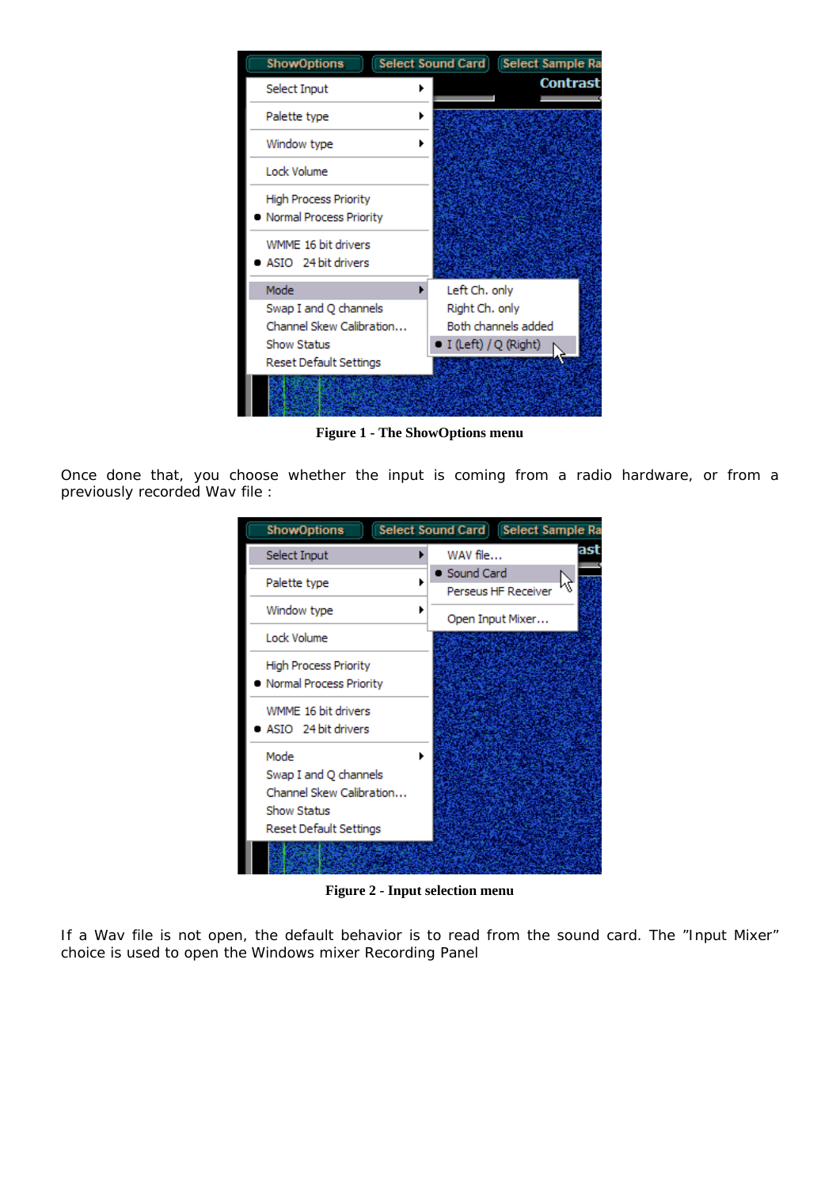Figure 1 - The ShowOptions menu

Once done that, you choose whether the input is coming from a radio hardware, or from a previously recorded Wav file :

Figure 2 - Input selection menu

If a Wav file is not open, the default behavior is to read from the sound card. The ”Input Mixer” choice is used to open the Windows mixer Recording Panel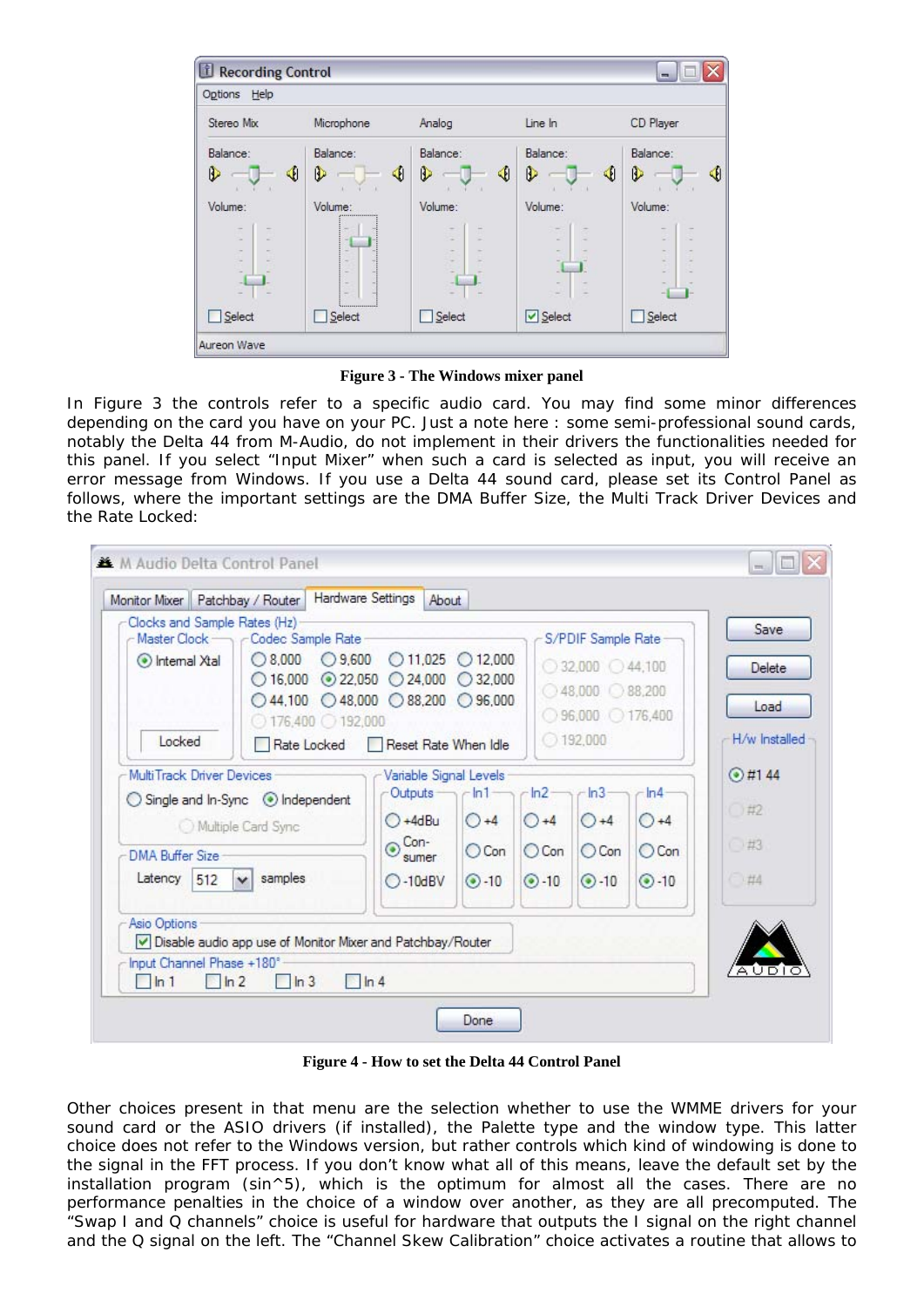**Figure 3 - The Windows mixer panel**

In Figure 3 the controls refer to a specific audio card. You may find some minor differences depending on the card you have on your PC. Just a note here : some semi-professional sound cards, notably the Delta 44 from M-Audio, do not implement in their drivers the functionalities needed for this panel. If you select "Input Mixer" when such a card is selected as input, you will receive an error message from Windows. If you use a Delta 44 sound card, please set its Control Panel as follows, where the important settings are the DMA Buffer Size, the Multi Track Driver Devices and the Rate Locked:

**Figure 4 - How to set the Delta 44 Control Panel**

Other choices present in that menu are the selection whether to use the WMME drivers for your sound card or the ASIO drivers (if installed), the Palette type and the window type. This latter choice does not refer to the Windows version, but rather controls which kind of windowing is done to the signal in the FFT process. If you don't know what all of this means, leave the default set by the installation program (sin^5), which is the optimum for almost all the cases. There are no performance penalties in the choice of a window over another, as they are all precomputed. The "Swap I and Q channels" choice is useful for hardware that outputs the I signal on the right channel and the Q signal on the left. The "Channel Skew Calibration" choice activates a routine that allows to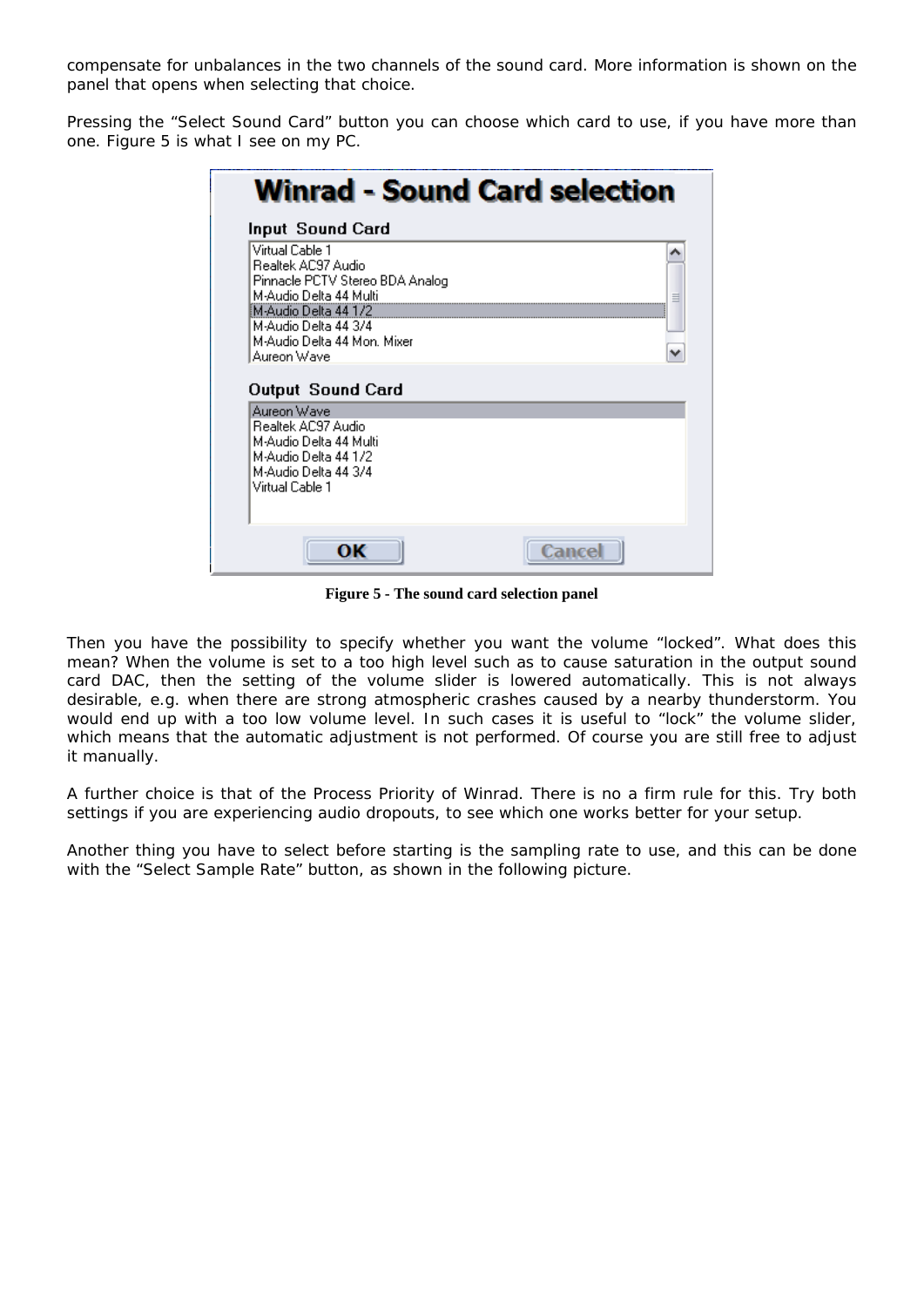compensate for unbalances in the two channels of the sound card. More information is shown on the panel that opens when selecting that choice.

Pressing the “Select Sound Card” button you can choose which card to use, if you have more than one. Figure 5 is what I see on my PC.

**Figure 5 - The sound card selection panel**

Then you have the possibility to specify whether you want the volume “locked”. What does this mean? When the volume is set to a too high level such as to cause saturation in the output sound card DAC, then the setting of the volume slider is lowered automatically. This is not always desirable, e.g. when there are strong atmospheric crashes caused by a nearby thunderstorm. You would end up with a too low volume level. In such cases it is useful to “lock” the volume slider, which means that the automatic adjustment is not performed. Of course you are still free to adjust it manually.

A further choice is that of the Process Priority of Winrad. There is no a firm rule for this. Try both settings if you are experiencing audio dropouts, to see which one works better for your setup.

Another thing you have to select before starting is the sampling rate to use, and this can be done with the “Select Sample Rate” button, as shown in the following picture.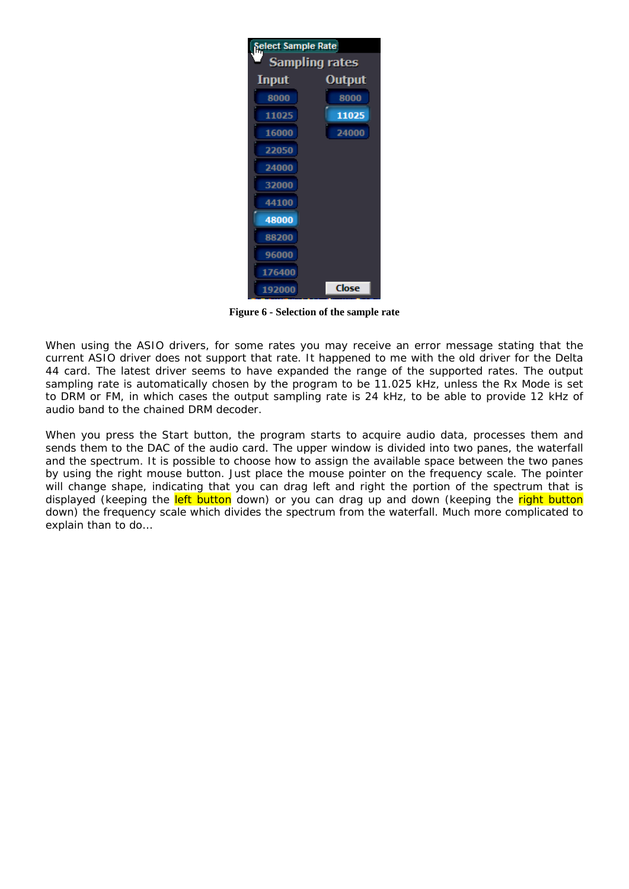**Figure 6 - Selection of the sample rate**

When using the ASIO drivers, for some rates you may receive an error message stating that the current ASIO driver does not support that rate. It happened to me with the old driver for the Delta 44 card. The latest driver seems to have expanded the range of the supported rates. The output sampling rate is automatically chosen by the program to be 11.025 kHz, unless the Rx Mode is set to DRM or FM, in which cases the output sampling rate is 24 kHz, to be able to provide 12 kHz of audio band to the chained DRM decoder.

When you press the Start button, the program starts to acquire audio data, processes them and sends them to the DAC of the audio card. The upper window is divided into two panes, the waterfall and the spectrum. It is possible to choose how to assign the available space between the two panes by using the right mouse button. Just place the mouse pointer on the frequency scale. The pointer will change shape, indicating that you can drag left and right the portion of the spectrum that is displayed (keeping the left button down) or you can drag up and down (keeping the right button down) the frequency scale which divides the spectrum from the waterfall. Much more complicated to explain than to do…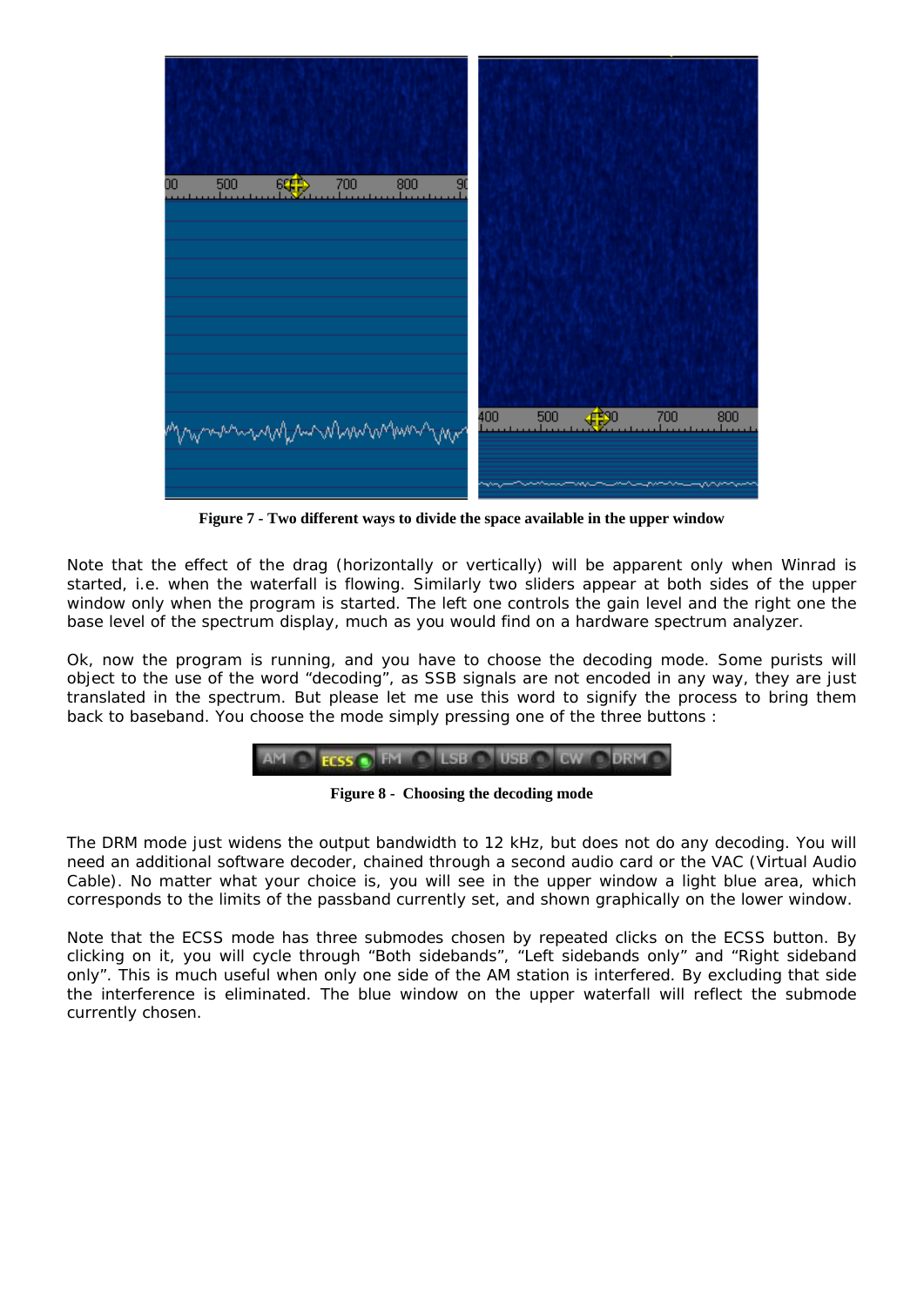Figure 7 - Two different ways to divide the space available in the upper window

Note that the effect of the drag (horizontally or vertically) will be apparent only when Winrad is started, i.e. when the waterfall is flowing. Similarly two sliders appear at both sides of the upper window only when the program is started. The left one controls the gain level and the right one the base level of the spectrum display, much as you would find on a hardware spectrum analyzer.

Ok, now the program is running, and you have to choose the decoding mode. Some purists will object to the use of the word "decoding", as SSB signals are not encoded in any way, they are just translated in the spectrum. But please let me use this word to signify the process to bring them back to baseband. You choose the mode simply pressing one of the three buttons :

Figure 8 - Choosing the decoding mode

The DRM mode just widens the output bandwidth to 12 kHz, but does not do any decoding. You will need an additional software decoder, chained through a second audio card or the VAC (Virtual Audio Cable). No matter what your choice is, you will see in the upper window a light blue area, which corresponds to the limits of the passband currently set, and shown graphically on the lower window.

Note that the ECSS mode has three submodes chosen by repeated clicks on the ECSS button. By clicking on it, you will cycle through "Both sidebands", "Left sidebands only" and "Right sideband only". This is much useful when only one side of the AM station is interfered. By excluding that side the interference is eliminated. The blue window on the upper waterfall will reflect the submode currently chosen.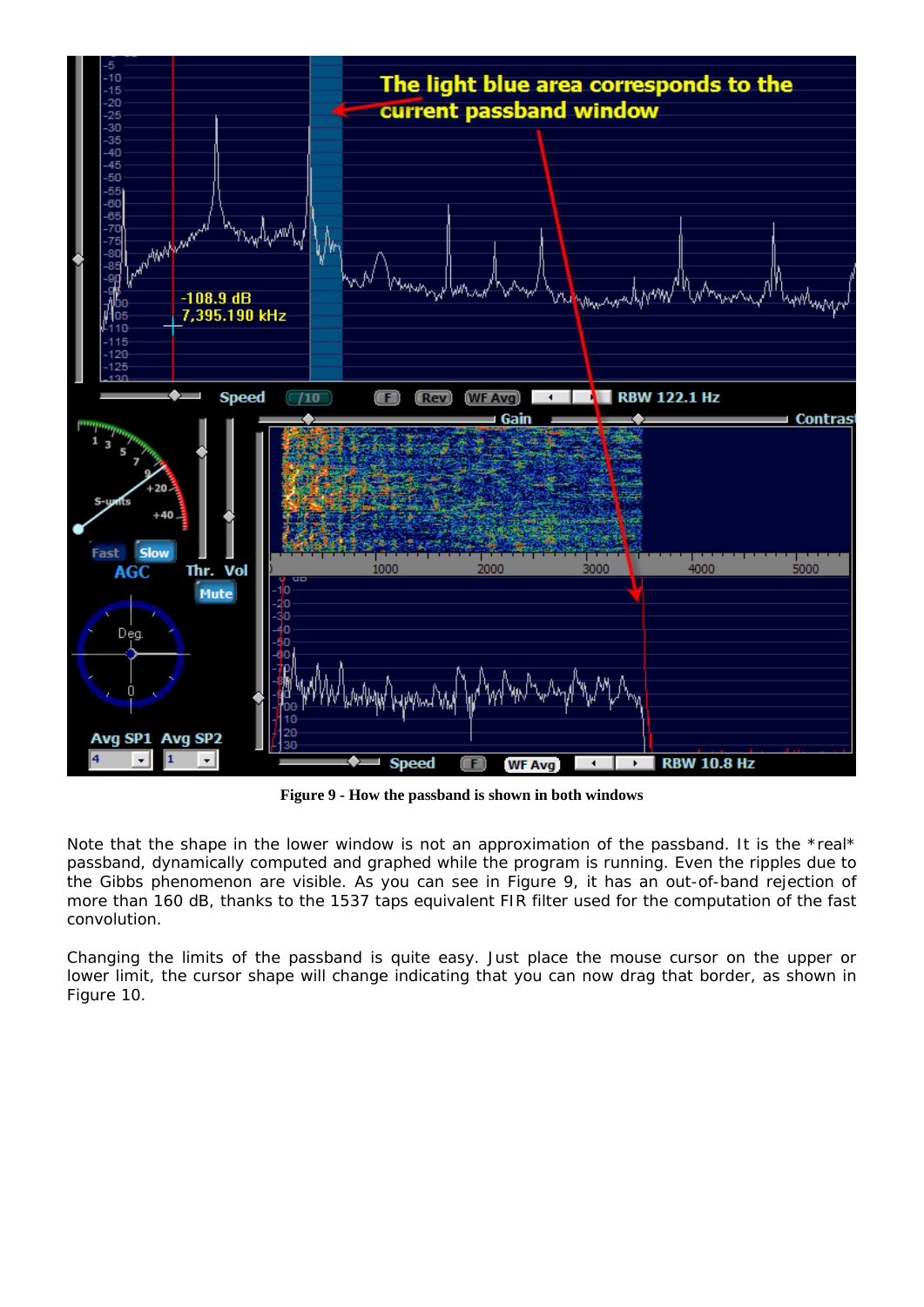**Figure 9 - How the passband is shown in both windows**

Note that the shape in the lower window is not an approximation of the passband. It is the *real* passband, dynamically computed and graphed while the program is running. Even the ripples due to the Gibbs phenomenon are visible. As you can see in Figure 9, it has an out-of-band rejection of more than 160 dB, thanks to the 1537 taps equivalent FIR filter used for the computation of the fast convolution.

Changing the limits of the passband is quite easy. Just place the mouse cursor on the upper or lower limit, the cursor shape will change indicating that you can now drag that border, as shown in Figure 10.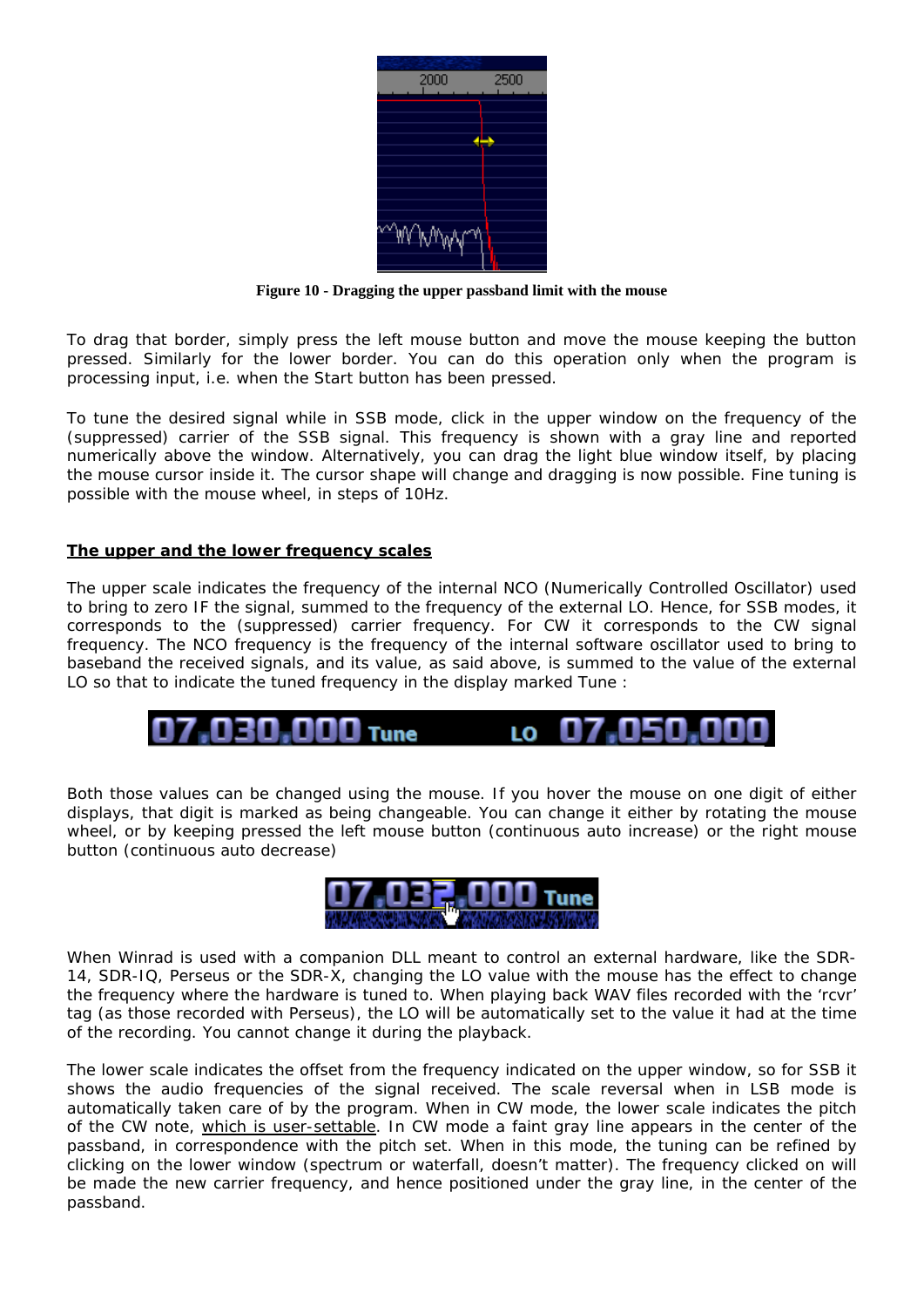**Figure 10 - Dragging the upper passband limit with the mouse**

To drag that border, simply press the left mouse button and move the mouse keeping the button pressed. Similarly for the lower border. You can do this operation only when the program is processing input, i.e. when the Start button has been pressed.

To tune the desired signal while in SSB mode, click in the upper window on the frequency of the (suppressed) carrier of the SSB signal. This frequency is shown with a gray line and reported numerically above the window. Alternatively, you can drag the light blue window itself, by placing the mouse cursor inside it. The cursor shape will change and dragging is now possible. Fine tuning is possible with the mouse wheel, in steps of 10Hz.

## The upper and the lower frequency scales

The upper scale indicates the frequency of the internal NCO (Numerically Controlled Oscillator) used to bring to zero IF the signal, summed to the frequency of the external LO. Hence, for SSB modes, it corresponds to the (suppressed) carrier frequency. For CW it corresponds to the CW signal frequency. The NCO frequency is the frequency of the internal software oscillator used to bring to baseband the received signals, and its value, as said above, is summed to the value of the external LO so that to indicate the tuned frequency in the display marked Tune :

Both those values can be changed using the mouse. If you hover the mouse on one digit of either displays, that digit is marked as being changeable. You can change it either by rotating the mouse wheel, or by keeping pressed the left mouse button (continuous auto increase) or the right mouse button (continuous auto decrease)

When Winrad is used with a companion DLL meant to control an external hardware, like the SDR-14, SDR-IQ, Perseus or the SDR-X, changing the LO value with the mouse has the effect to change the frequency where the hardware is tuned to. When playing back WAV files recorded with the 'rcvr' tag (as those recorded with Perseus), the LO will be automatically set to the value it had at the time of the recording. You cannot change it during the playback.

The lower scale indicates the offset from the frequency indicated on the upper window, so for SSB it shows the audio frequencies of the signal received. The scale reversal when in LSB mode is automatically taken care of by the program. When in CW mode, the lower scale indicates the pitch of the CW note, which is user-settable. In CW mode a faint gray line appears in the center of the passband, in correspondence with the pitch set. When in this mode, the tuning can be refined by clicking on the lower window (spectrum or waterfall, doesn't matter). The frequency clicked on will be made the new carrier frequency, and hence positioned under the gray line, in the center of the passband.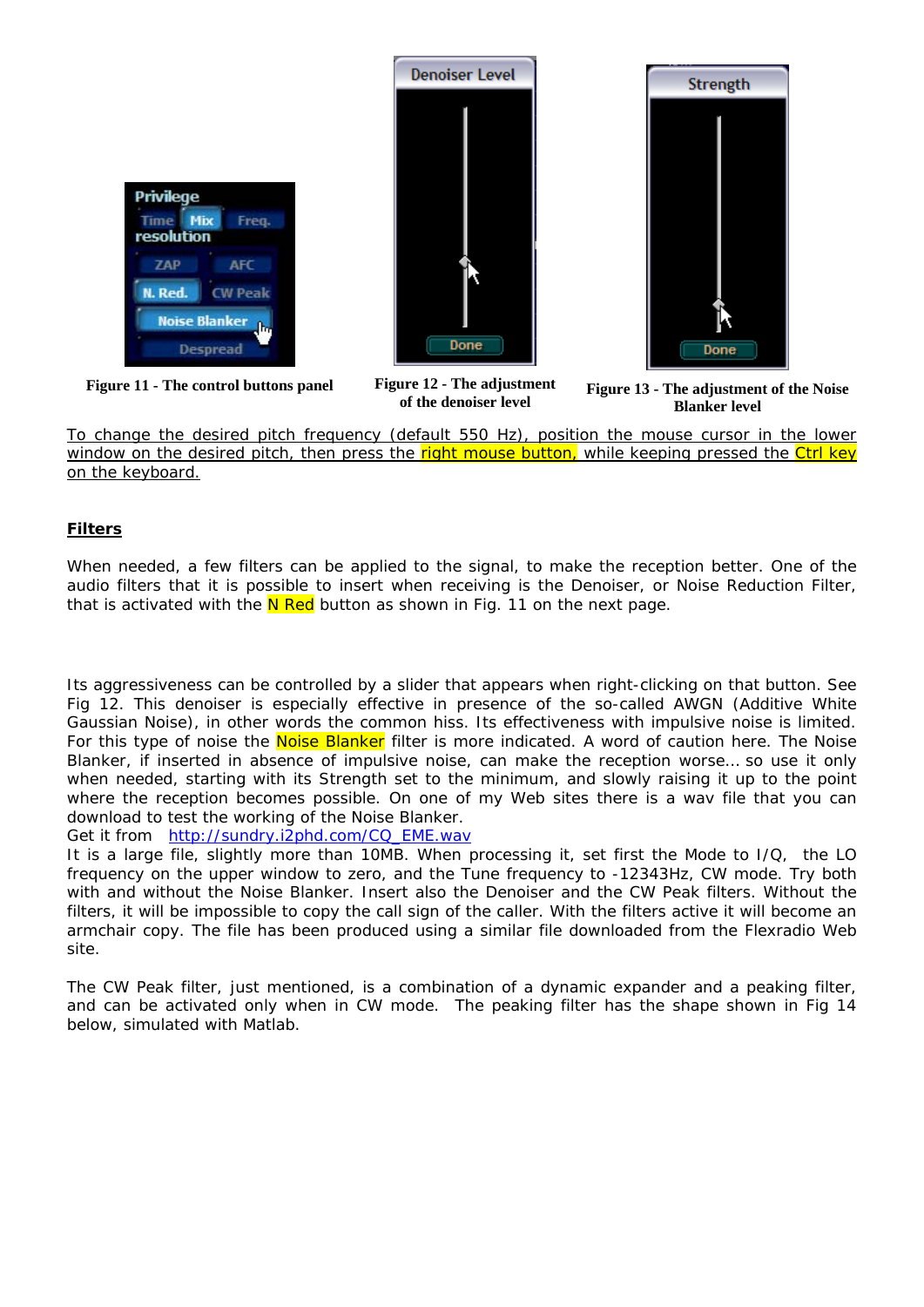Figure 11 - The control buttons panel

Figure 12 - The adjustment of the denoiser level

Figure 13 - The adjustment of the Noise Blanker level

To change the desired pitch frequency (default 550 Hz), position the mouse cursor in the lower window on the desired pitch, then press the right mouse button, while keeping pressed the Ctrl key on the keyboard.

## Filters

When needed, a few filters can be applied to the signal, to make the reception better. One of the audio filters that it is possible to insert when receiving is the Denoiser, or Noise Reduction Filter, that is activated with the N Red button as shown in Fig. 11 on the next page.

Its aggressiveness can be controlled by a slider that appears when right-clicking on that button. See Fig 12. This denoiser is especially effective in presence of the so-called AWGN (Additive White Gaussian Noise), in other words the common hiss. Its effectiveness with impulsive noise is limited. For this type of noise the Noise Blanker filter is more indicated. A word of caution here. The Noise Blanker, if inserted in absence of impulsive noise, can make the reception worse… so use it only when needed, starting with its Strength set to the minimum, and slowly raising it up to the point where the reception becomes possible. On one of my Web sites there is a wav file that you can download to test the working of the Noise Blanker.
Get it from http://sundry.i2phd.com/CQ_EME.wav
It is a large file, slightly more than 10MB. When processing it, set first the Mode to I/Q, the LO frequency on the upper window to zero, and the Tune frequency to -12343Hz, CW mode. Try both with and without the Noise Blanker. Insert also the Denoiser and the CW Peak filters. Without the filters, it will be impossible to copy the call sign of the caller. With the filters active it will become an armchair copy. The file has been produced using a similar file downloaded from the Flexradio Web site.

The CW Peak filter, just mentioned, is a combination of a dynamic expander and a peaking filter, and can be activated only when in CW mode. The peaking filter has the shape shown in Fig 14 below, simulated with Matlab.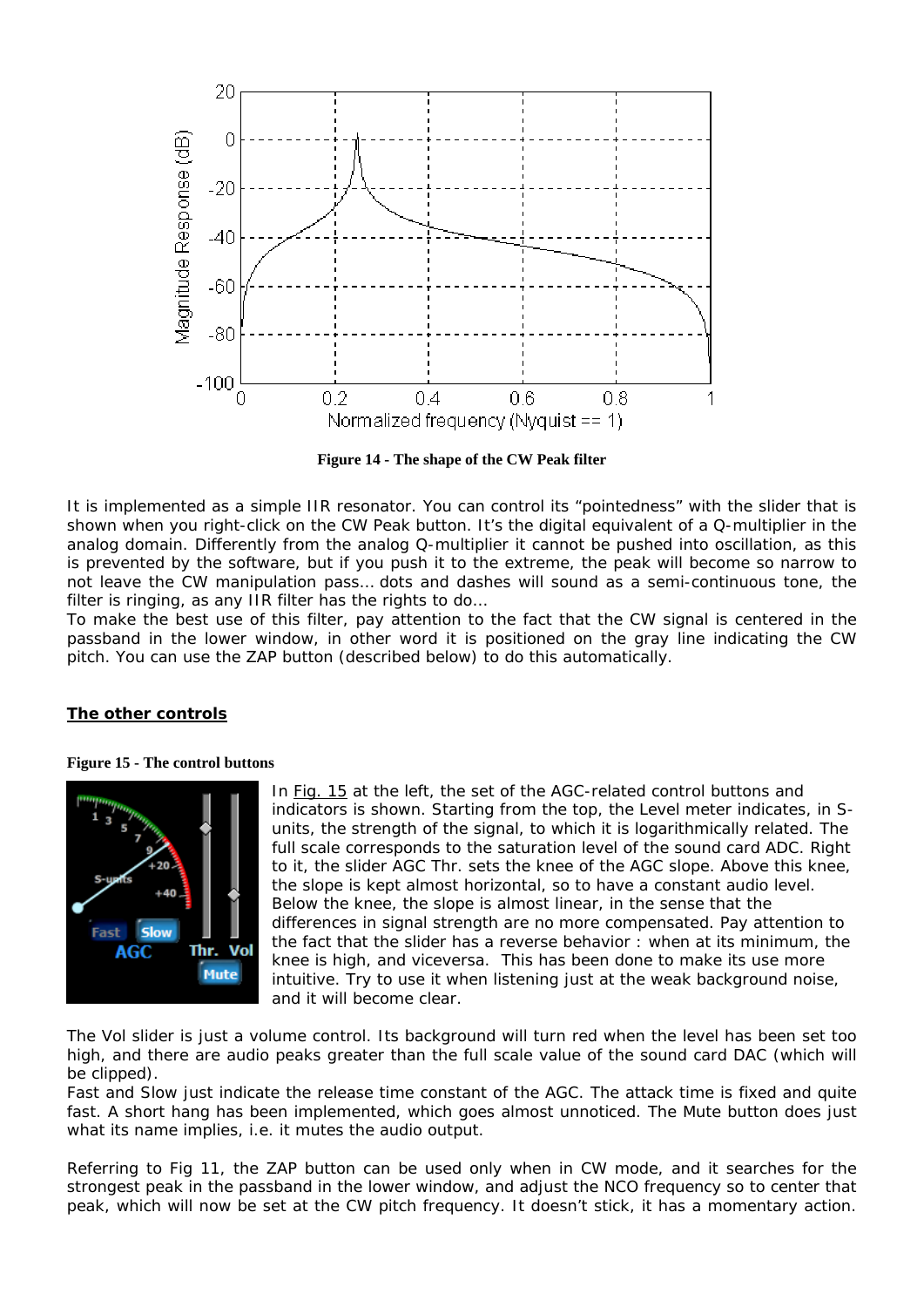**Figure 14 - The shape of the CW Peak filter**

It is implemented as a simple IIR resonator. You can control its "pointedness" with the slider that is shown when you right-click on the CW Peak button. It's the digital equivalent of a Q-multiplier in the analog domain. Differently from the analog Q-multiplier it cannot be pushed into oscillation, as this is prevented by the software, but if you push it to the extreme, the peak will become so narrow to not leave the CW manipulation pass… dots and dashes will sound as a semi-continuous tone, the filter is ringing, as any IIR filter has the rights to do…

To make the best use of this filter, pay attention to the fact that the CW signal is centered in the passband in the lower window, in other word it is positioned on the gray line indicating the CW pitch. You can use the ZAP button (described below) to do this automatically.

## The other controls

**Figure 15 - The control buttons**

In Fig. 15 at the left, the set of the AGC-related control buttons and indicators is shown. Starting from the top, the Level meter indicates, in S-units, the strength of the signal, to which it is logarithmically related. The full scale corresponds to the saturation level of the sound card ADC. Right to it, the slider AGC Thr. sets the knee of the AGC slope. Above this knee, the slope is kept almost horizontal, so to have a constant audio level. Below the knee, the slope is almost linear, in the sense that the differences in signal strength are no more compensated. Pay attention to the fact that the slider has a reverse behavior : when at its minimum, the knee is high, and viceversa. This has been done to make its use more intuitive. Try to use it when listening just at the weak background noise, and it will become clear.

The Vol slider is just a volume control. Its background will turn red when the level has been set too high, and there are audio peaks greater than the full scale value of the sound card DAC (which will be clipped).

Fast and Slow just indicate the release time constant of the AGC. The attack time is fixed and quite fast. A short hang has been implemented, which goes almost unnoticed. The Mute button does just what its name implies, i.e. it mutes the audio output.

Referring to Fig 11, the ZAP button can be used only when in CW mode, and it searches for the strongest peak in the passband in the lower window, and adjust the NCO frequency so to center that peak, which will now be set at the CW pitch frequency. It doesn't stick, it has a momentary action.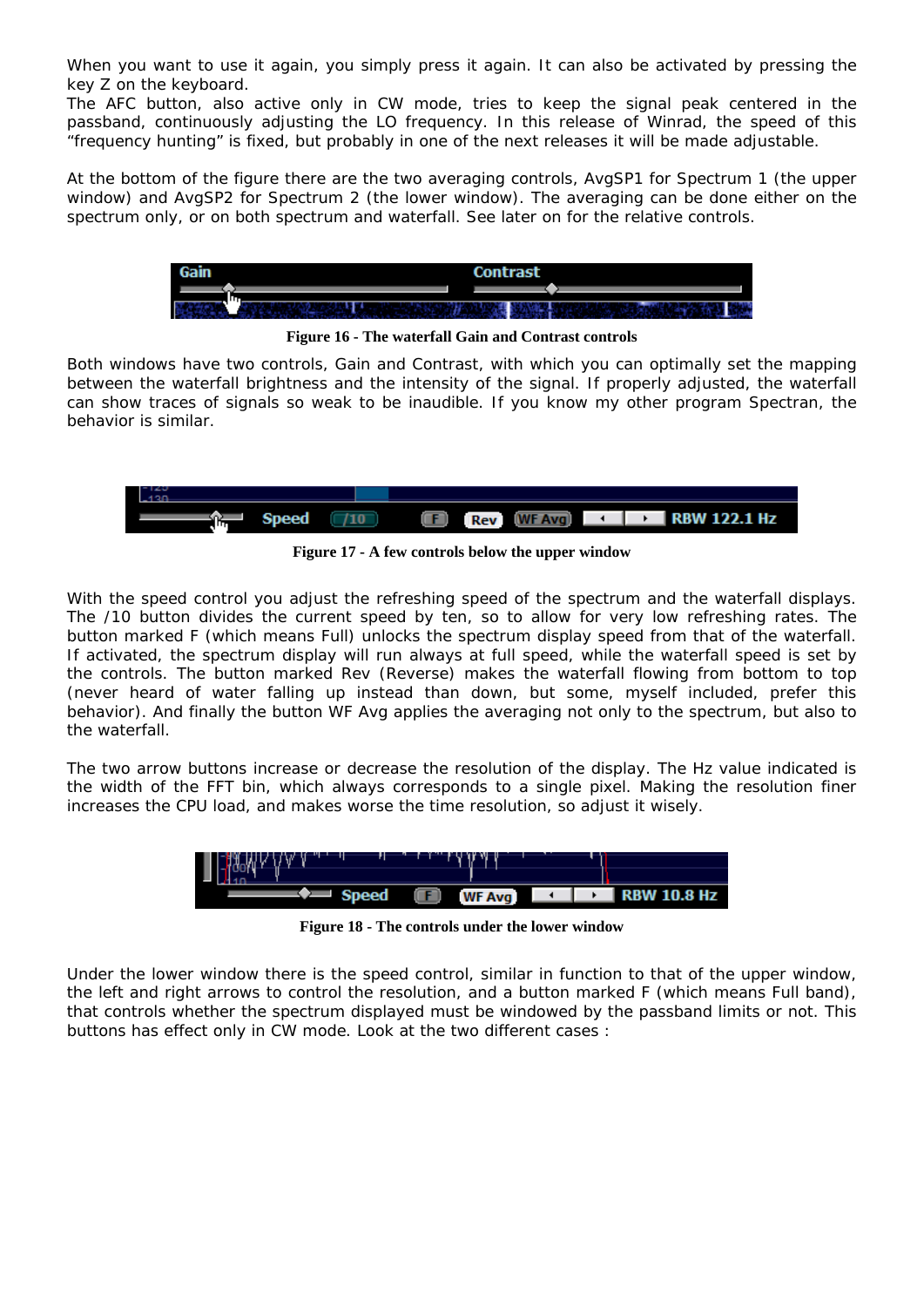When you want to use it again, you simply press it again. It can also be activated by pressing the key Z on the keyboard.
The AFC button, also active only in CW mode, tries to keep the signal peak centered in the passband, continuously adjusting the LO frequency. In this release of Winrad, the speed of this "frequency hunting" is fixed, but probably in one of the next releases it will be made adjustable.

At the bottom of the figure there are the two averaging controls, AvgSP1 for Spectrum 1 (the upper window) and AvgSP2 for Spectrum 2 (the lower window). The averaging can be done either on the spectrum only, or on both spectrum and waterfall. See later on for the relative controls.

**Figure 16 - The waterfall Gain and Contrast controls**

Both windows have two controls, Gain and Contrast, with which you can optimally set the mapping between the waterfall brightness and the intensity of the signal. If properly adjusted, the waterfall can show traces of signals so weak to be inaudible. If you know my other program Spectran, the behavior is similar.

**Figure 17 - A few controls below the upper window**

With the speed control you adjust the refreshing speed of the spectrum and the waterfall displays. The /10 button divides the current speed by ten, so to allow for very low refreshing rates. The button marked F (which means Full) unlocks the spectrum display speed from that of the waterfall. If activated, the spectrum display will run always at full speed, while the waterfall speed is set by the controls. The button marked Rev (Reverse) makes the waterfall flowing from bottom to top (never heard of water falling up instead than down, but some, myself included, prefer this behavior). And finally the button WF Avg applies the averaging not only to the spectrum, but also to the waterfall.

The two arrow buttons increase or decrease the resolution of the display. The Hz value indicated is the width of the FFT bin, which always corresponds to a single pixel. Making the resolution finer increases the CPU load, and makes worse the time resolution, so adjust it wisely.

**Figure 18 - The controls under the lower window**

Under the lower window there is the speed control, similar in function to that of the upper window, the left and right arrows to control the resolution, and a button marked F (which means Full band), that controls whether the spectrum displayed must be windowed by the passband limits or not. This buttons has effect only in CW mode. Look at the two different cases :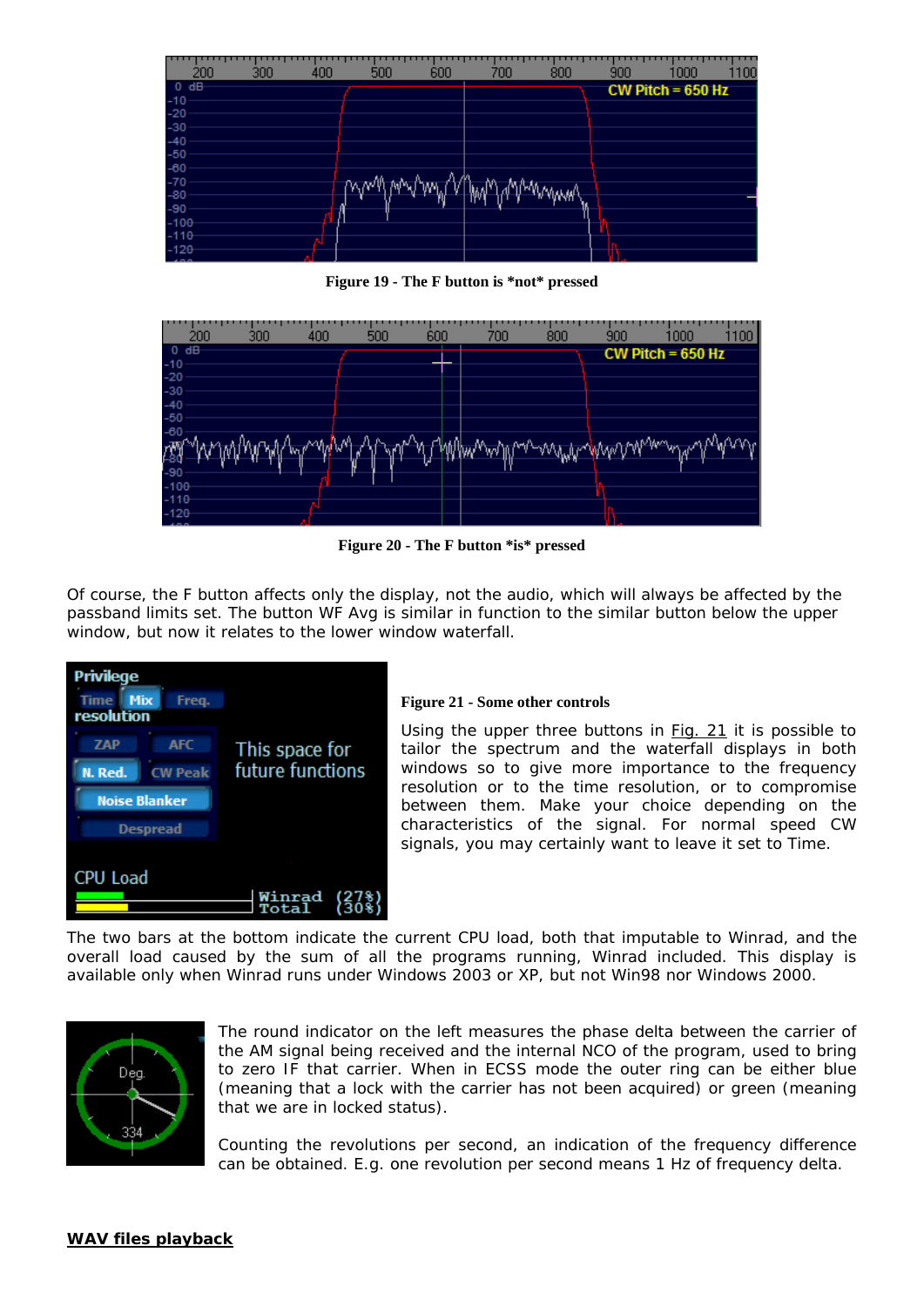Figure 19 - The F button is *not* pressed

Figure 20 - The F button *is* pressed

Of course, the F button affects only the display, not the audio, which will always be affected by the passband limits set. The button WF Avg is similar in function to the similar button below the upper window, but now it relates to the lower window waterfall.

**Figure 21 - Some other controls**

Using the upper three buttons in Fig. 21 it is possible to tailor the spectrum and the waterfall displays in both windows so to give more importance to the frequency resolution or to the time resolution, or to compromise between them. Make your choice depending on the characteristics of the signal. For normal speed CW signals, you may certainly want to leave it set to Time.

The two bars at the bottom indicate the current CPU load, both that imputable to Winrad, and the overall load caused by the sum of all the programs running, Winrad included. This display is available only when Winrad runs under Windows 2003 or XP, but not Win98 nor Windows 2000.

The round indicator on the left measures the phase delta between the carrier of the AM signal being received and the internal NCO of the program, used to bring to zero IF that carrier. When in ECSS mode the outer ring can be either blue (meaning that a lock with the carrier has not been acquired) or green (meaning that we are in locked status).

Counting the revolutions per second, an indication of the frequency difference can be obtained. E.g. one revolution per second means 1 Hz of frequency delta.

**WAV files playback**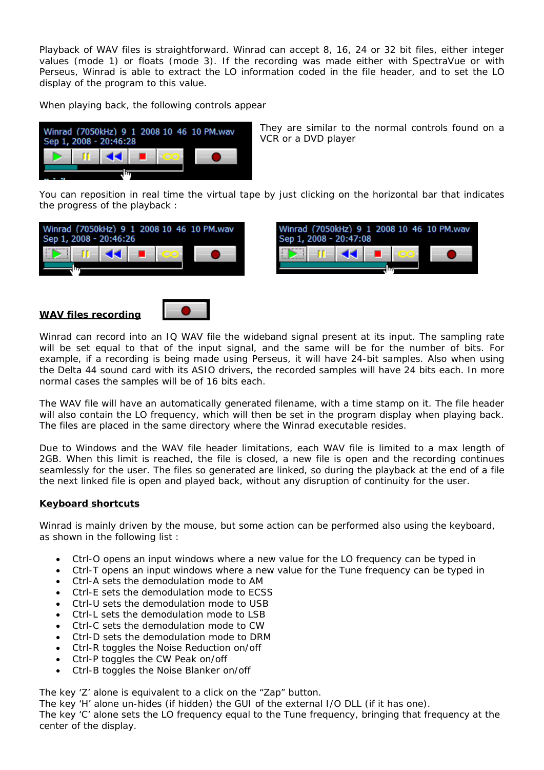Playback of WAV files is straightforward. Winrad can accept 8, 16, 24 or 32 bit files, either integer values (mode 1) or floats (mode 3). If the recording was made either with SpectraVue or with Perseus, Winrad is able to extract the LO information coded in the file header, and to set the LO display of the program to this value.

When playing back, the following controls appear

They are similar to the normal controls found on a VCR or a DVD player

You can reposition in real time the virtual tape by just clicking on the horizontal bar that indicates the progress of the playback :

## WAV files recording

Winrad can record into an IQ WAV file the wideband signal present at its input. The sampling rate will be set equal to that of the input signal, and the same will be for the number of bits. For example, if a recording is being made using Perseus, it will have 24-bit samples. Also when using the Delta 44 sound card with its ASIO drivers, the recorded samples will have 24 bits each. In more normal cases the samples will be of 16 bits each.

The WAV file will have an automatically generated filename, with a time stamp on it. The file header will also contain the LO frequency, which will then be set in the program display when playing back. The files are placed in the same directory where the Winrad executable resides.

Due to Windows and the WAV file header limitations, each WAV file is limited to a max length of 2GB. When this limit is reached, the file is closed, a new file is open and the recording continues seamlessly for the user. The files so generated are linked, so during the playback at the end of a file the next linked file is open and played back, without any disruption of continuity for the user.

## Keyboard shortcuts

Winrad is mainly driven by the mouse, but some action can be performed also using the keyboard, as shown in the following list :

- Ctrl-O opens an input windows where a new value for the LO frequency can be typed in
- Ctrl-T opens an input windows where a new value for the Tune frequency can be typed in
- Ctrl-A sets the demodulation mode to AM
- Ctrl-E sets the demodulation mode to ECSS
- Ctrl-U sets the demodulation mode to USB
- Ctrl-L sets the demodulation mode to LSB
- Ctrl-C sets the demodulation mode to CW
- Ctrl-D sets the demodulation mode to DRM
- Ctrl-R toggles the Noise Reduction on/off
- Ctrl-P toggles the CW Peak on/off
- Ctrl-B toggles the Noise Blanker on/off

The key 'Z' alone is equivalent to a click on the "Zap" button.
The key 'H' alone un-hides (if hidden) the GUI of the external I/O DLL (if it has one).
The key 'C' alone sets the LO frequency equal to the Tune frequency, bringing that frequency at the center of the display.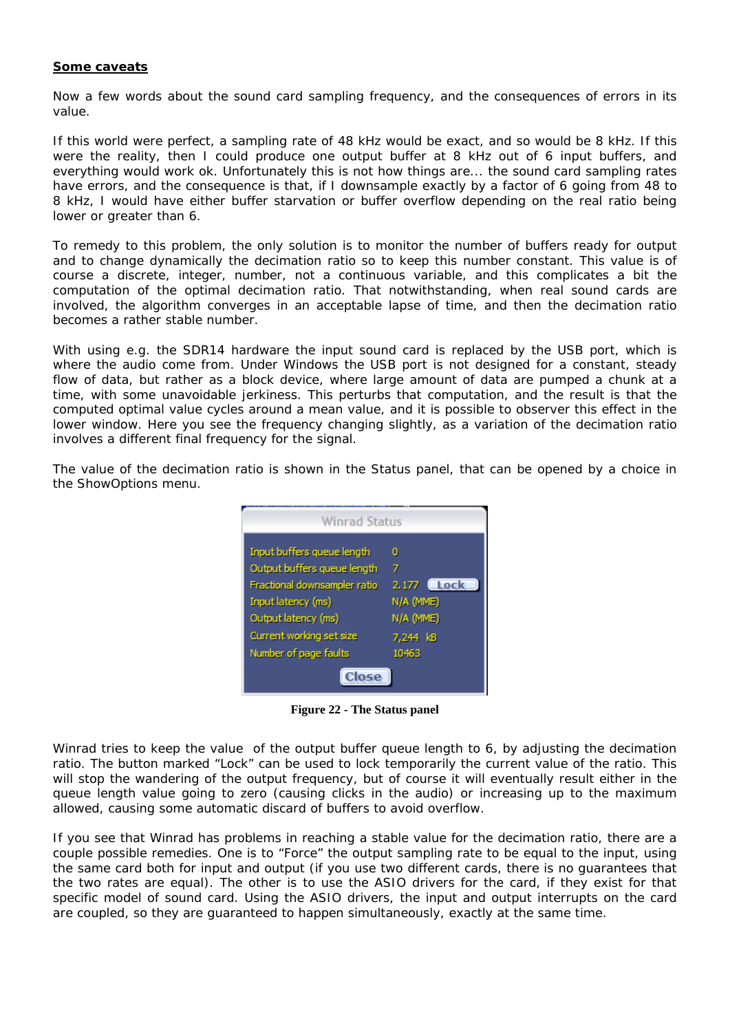**Some caveats**

Now a few words about the sound card sampling frequency, and the consequences of errors in its value.

If this world were perfect, a sampling rate of 48 kHz would be exact, and so would be 8 kHz. If this were the reality, then I could produce one output buffer at 8 kHz out of 6 input buffers, and everything would work ok. Unfortunately this is not how things are... the sound card sampling rates have errors, and the consequence is that, if I downsample exactly by a factor of 6 going from 48 to 8 kHz, I would have either buffer starvation or buffer overflow depending on the real ratio being lower or greater than 6.

To remedy to this problem, the only solution is to monitor the number of buffers ready for output and to change dynamically the decimation ratio so to keep this number constant. This value is of course a discrete, integer, number, not a continuous variable, and this complicates a bit the computation of the optimal decimation ratio. That notwithstanding, when real sound cards are involved, the algorithm converges in an acceptable lapse of time, and then the decimation ratio becomes a rather stable number.

With using e.g. the SDR14 hardware the input sound card is replaced by the USB port, which is where the audio come from. Under Windows the USB port is not designed for a constant, steady flow of data, but rather as a block device, where large amount of data are pumped a chunk at a time, with some unavoidable jerkiness. This perturbs that computation, and the result is that the computed optimal value cycles around a mean value, and it is possible to observer this effect in the lower window. Here you see the frequency changing slightly, as a variation of the decimation ratio involves a different final frequency for the signal.

The value of the decimation ratio is shown in the Status panel, that can be opened by a choice in the ShowOptions menu.

**Winrad Status**

| | |
|---|---|
| Input buffers queue length | 0 |
| Output buffers queue length | 7 |
| Fractional downsampler ratio | 2.177 [Lock] |
| Input latency (ms) | N/A (MME) |
| Output latency (ms) | N/A (MME) |
| Current working set size | 7,244 kB |
| Number of page faults | 10463 |

[Close]

**Figure 22 - The Status panel**

Winrad tries to keep the value of the output buffer queue length to 6, by adjusting the decimation ratio. The button marked "Lock" can be used to lock temporarily the current value of the ratio. This will stop the wandering of the output frequency, but of course it will eventually result either in the queue length value going to zero (causing clicks in the audio) or increasing up to the maximum allowed, causing some automatic discard of buffers to avoid overflow.

If you see that Winrad has problems in reaching a stable value for the decimation ratio, there are a couple possible remedies. One is to "Force" the output sampling rate to be equal to the input, using the same card both for input and output (if you use two different cards, there is no guarantees that the two rates are equal). The other is to use the ASIO drivers for the card, if they exist for that specific model of sound card. Using the ASIO drivers, the input and output interrupts on the card are coupled, so they are guaranteed to happen simultaneously, exactly at the same time.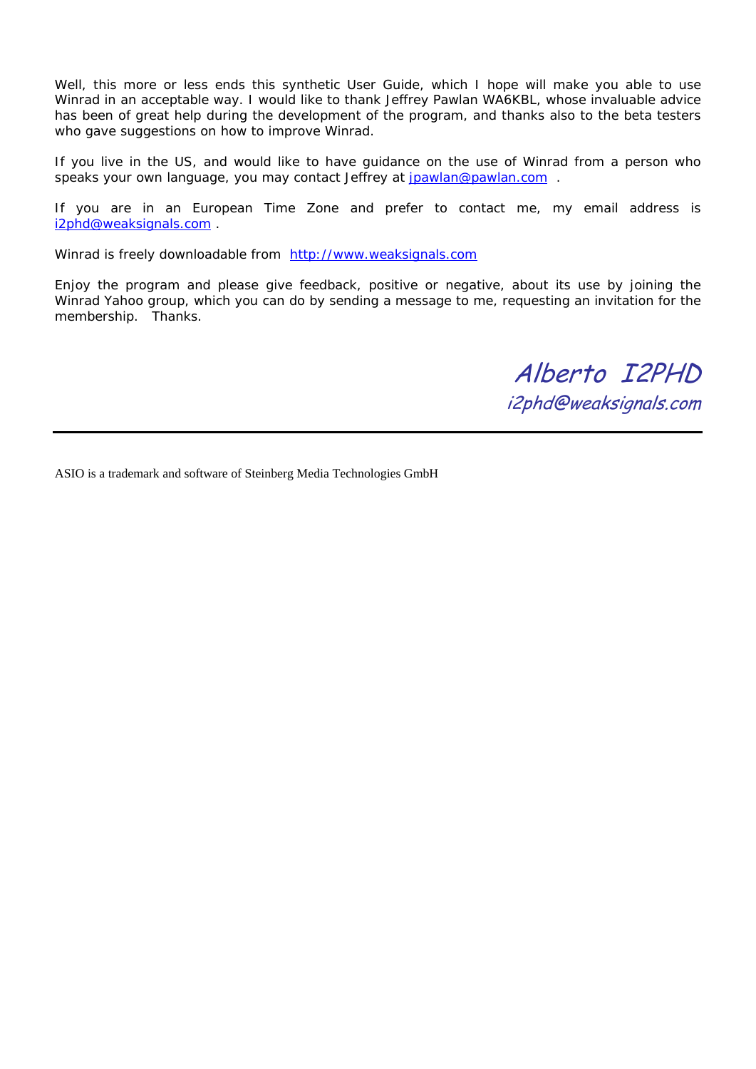Well, this more or less ends this synthetic User Guide, which I hope will make you able to use Winrad in an acceptable way. I would like to thank Jeffrey Pawlan WA6KBL, whose invaluable advice has been of great help during the development of the program, and thanks also to the beta testers who gave suggestions on how to improve Winrad.

If you live in the US, and would like to have guidance on the use of Winrad from a person who speaks your own language, you may contact Jeffrey at jpawlan@pawlan.com .

If you are in an European Time Zone and prefer to contact me, my email address is i2phd@weaksignals.com .

Winrad is freely downloadable from http://www.weaksignals.com

Enjoy the program and please give feedback, positive or negative, about its use by joining the Winrad Yahoo group, which you can do by sending a message to me, requesting an invitation for the membership. Thanks.

*Alberto I2PHD*
*i2phd@weaksignals.com*

---

ASIO is a trademark and software of Steinberg Media Technologies GmbH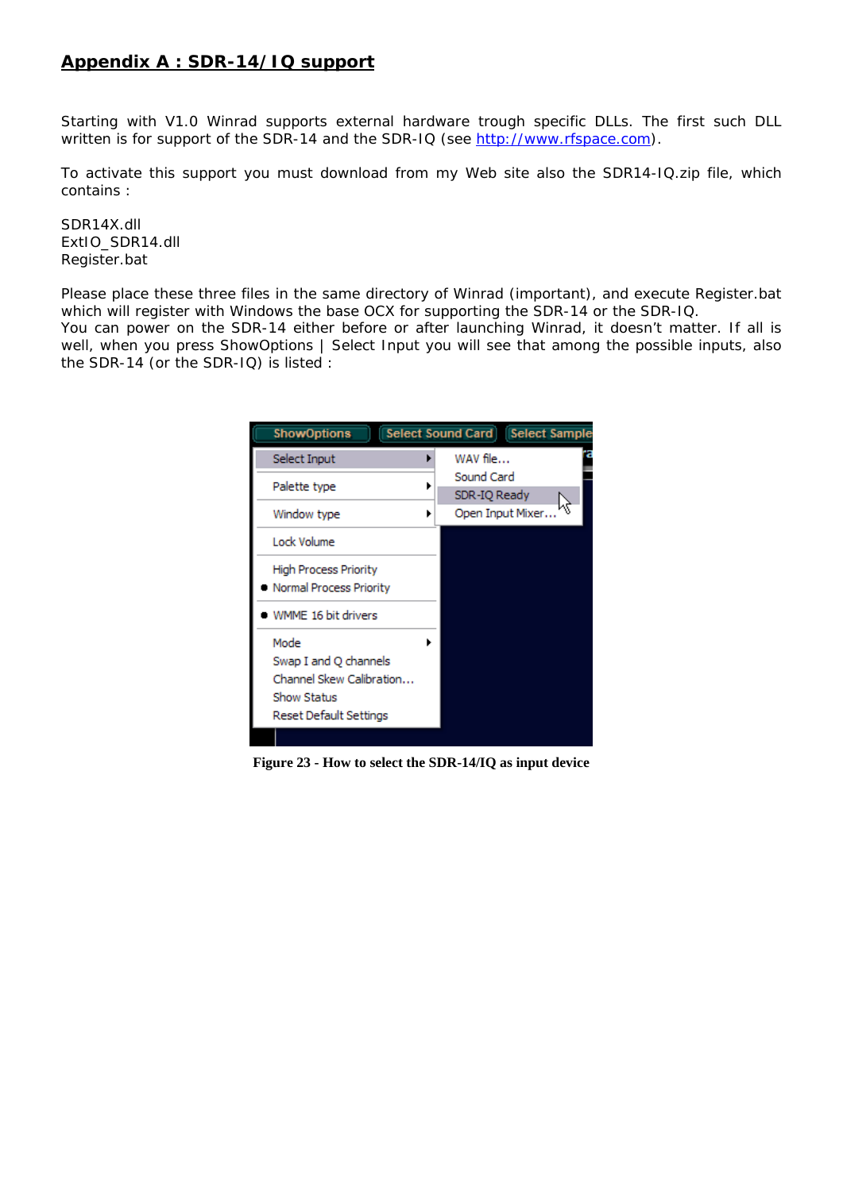## Appendix A : SDR-14/IQ support

Starting with V1.0 Winrad supports external hardware trough specific DLLs. The first such DLL written is for support of the SDR-14 and the SDR-IQ (see http://www.rfspace.com).

To activate this support you must download from my Web site also the SDR14-IQ.zip file, which contains :

SDR14X.dll
ExtIO_SDR14.dll
Register.bat

Please place these three files in the same directory of Winrad (important), and execute Register.bat which will register with Windows the base OCX for supporting the SDR-14 or the SDR-IQ.
You can power on the SDR-14 either before or after launching Winrad, it doesn't matter. If all is well, when you press ShowOptions | Select Input you will see that among the possible inputs, also the SDR-14 (or the SDR-IQ) is listed :

**Figure 23 - How to select the SDR-14/IQ as input device**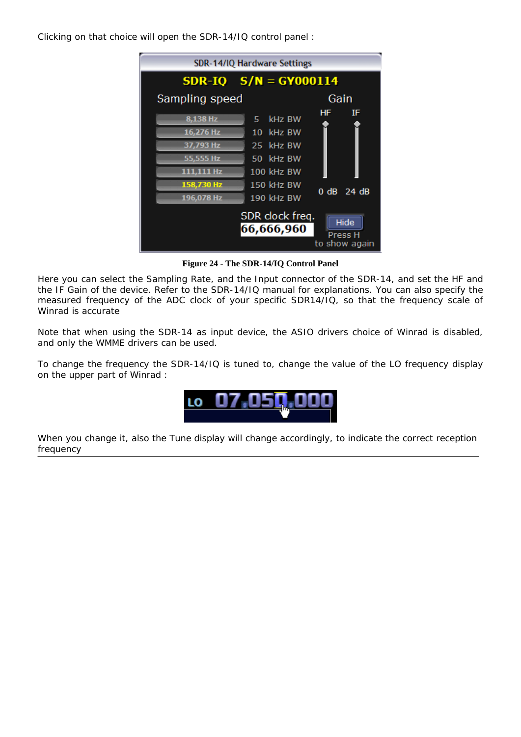Clicking on that choice will open the SDR-14/IQ control panel :

**Figure 24 - The SDR-14/IQ Control Panel**

Here you can select the Sampling Rate, and the Input connector of the SDR-14, and set the HF and the IF Gain of the device. Refer to the SDR-14/IQ manual for explanations. You can also specify the measured frequency of the ADC clock of your specific SDR14/IQ, so that the frequency scale of Winrad is accurate

Note that when using the SDR-14 as input device, the ASIO drivers choice of Winrad is disabled, and only the WMME drivers can be used.

To change the frequency the SDR-14/IQ is tuned to, change the value of the LO frequency display on the upper part of Winrad :

When you change it, also the Tune display will change accordingly, to indicate the correct reception frequency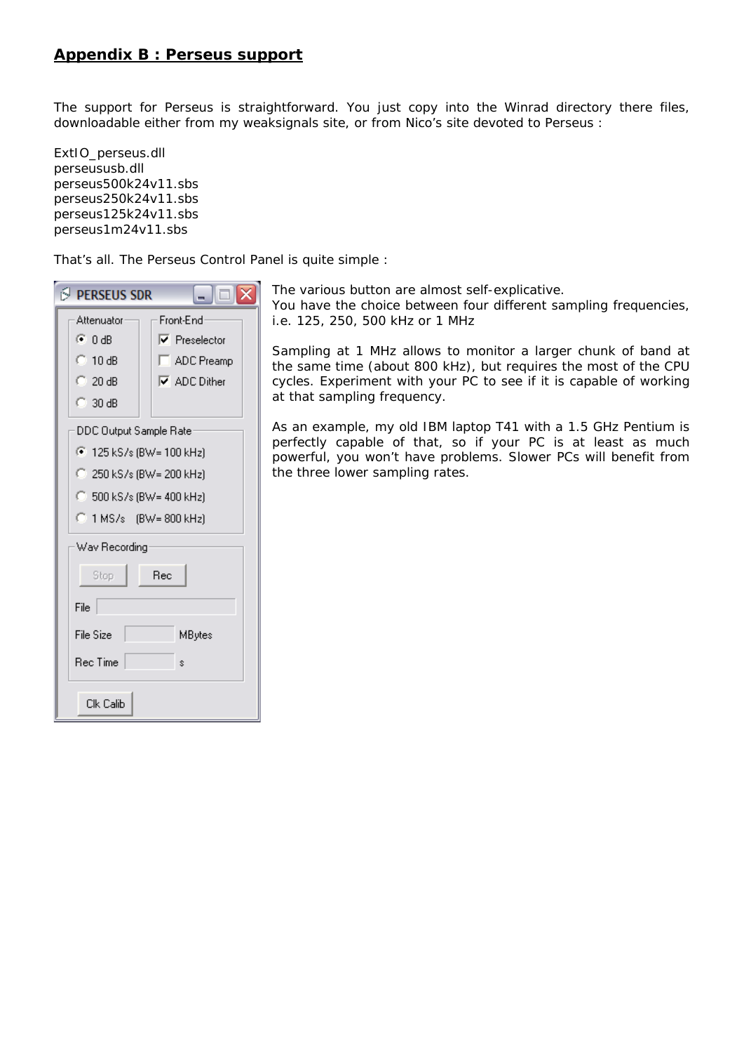## **Appendix B : Perseus support**

The support for Perseus is straightforward. You just copy into the Winrad directory there files, downloadable either from my weaksignals site, or from Nico's site devoted to Perseus :

ExtIO_perseus.dll
perseususb.dll
perseus500k24v11.sbs
perseus250k24v11.sbs
perseus125k24v11.sbs
perseus1m24v11.sbs

That's all. The Perseus Control Panel is quite simple :

PERSEUS SDR

Attenuator
0 dB
10 dB
20 dB
30 dB

Front-End
Preselector
ADC Preamp
ADC Dither

DDC Output Sample Rate
125 kS/s (BW= 100 kHz)
250 kS/s (BW= 200 kHz)
500 kS/s (BW= 400 kHz)
1 MS/s (BW= 800 kHz)

Wav Recording
Stop
Rec
File
File Size
MBytes
Rec Time
s

Clk Calib

The various button are almost self-explicative.
You have the choice between four different sampling frequencies, i.e. 125, 250, 500 kHz or 1 MHz

Sampling at 1 MHz allows to monitor a larger chunk of band at the same time (about 800 kHz), but requires the most of the CPU cycles. Experiment with your PC to see if it is capable of working at that sampling frequency.

As an example, my old IBM laptop T41 with a 1.5 GHz Pentium is perfectly capable of that, so if your PC is at least as much powerful, you won't have problems. Slower PCs will benefit from the three lower sampling rates.